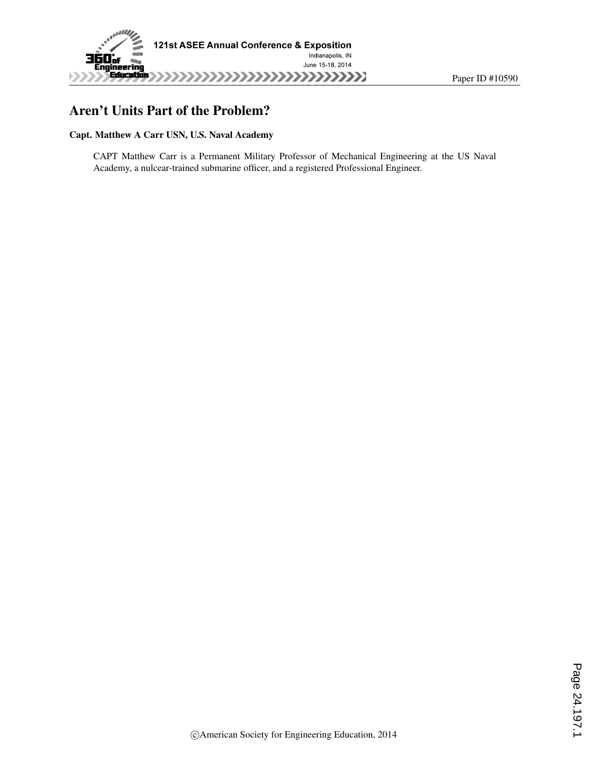# Aren't Units Part of the Problem?

**Capt. Matthew A Carr USN, U.S. Naval Academy**

CAPT Matthew Carr is a Permanent Military Professor of Mechanical Engineering at the US Naval Academy, a nulcear-trained submarine officer, and a registered Professional Engineer.

©American Society for Engineering Education, 2014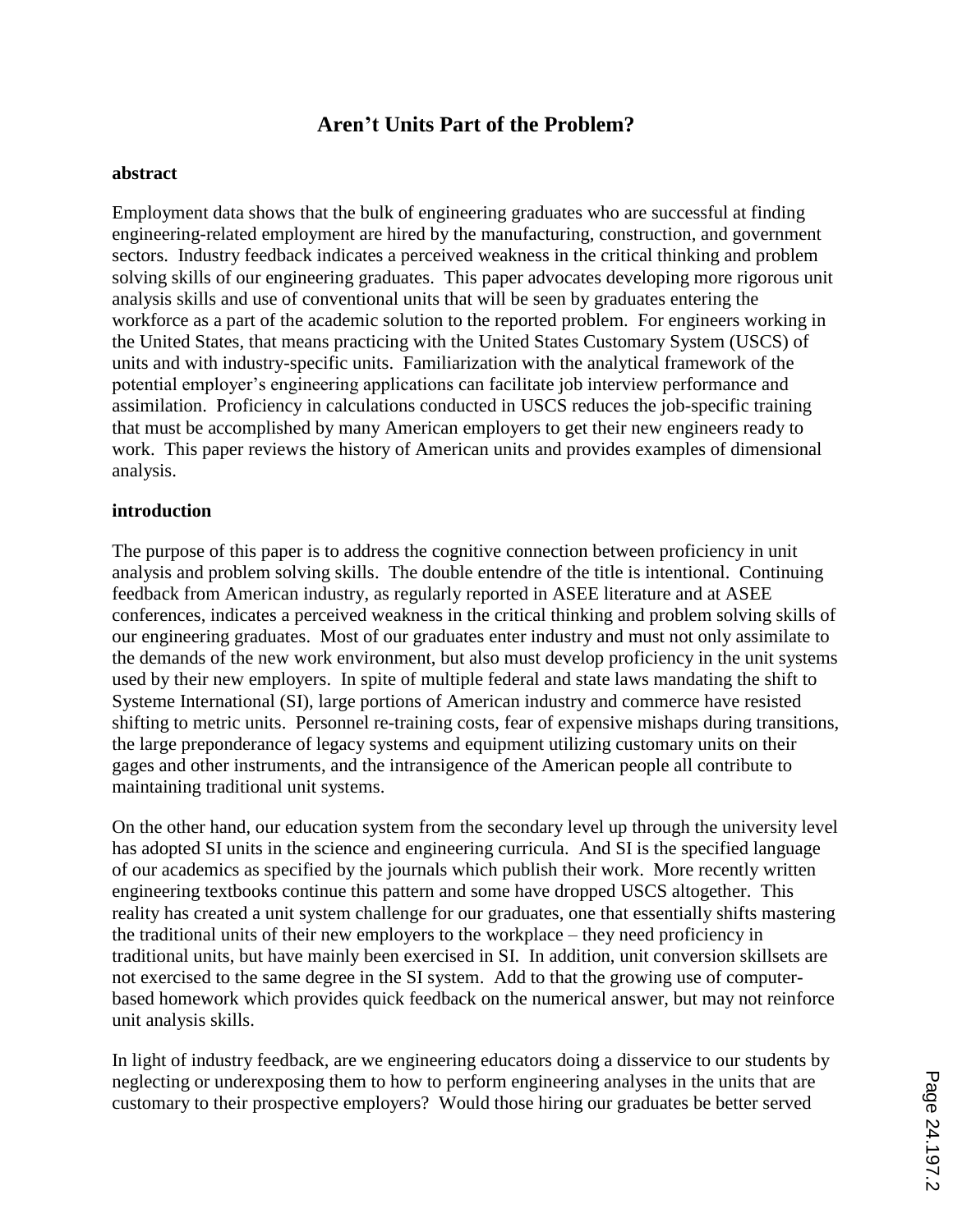# Aren't Units Part of the Problem?

**abstract**

Employment data shows that the bulk of engineering graduates who are successful at finding engineering-related employment are hired by the manufacturing, construction, and government sectors. Industry feedback indicates a perceived weakness in the critical thinking and problem solving skills of our engineering graduates. This paper advocates developing more rigorous unit analysis skills and use of conventional units that will be seen by graduates entering the workforce as a part of the academic solution to the reported problem. For engineers working in the United States, that means practicing with the United States Customary System (USCS) of units and with industry-specific units. Familiarization with the analytical framework of the potential employer's engineering applications can facilitate job interview performance and assimilation. Proficiency in calculations conducted in USCS reduces the job-specific training that must be accomplished by many American employers to get their new engineers ready to work. This paper reviews the history of American units and provides examples of dimensional analysis.

**introduction**

The purpose of this paper is to address the cognitive connection between proficiency in unit analysis and problem solving skills. The double entendre of the title is intentional. Continuing feedback from American industry, as regularly reported in ASEE literature and at ASEE conferences, indicates a perceived weakness in the critical thinking and problem solving skills of our engineering graduates. Most of our graduates enter industry and must not only assimilate to the demands of the new work environment, but also must develop proficiency in the unit systems used by their new employers. In spite of multiple federal and state laws mandating the shift to Systeme International (SI), large portions of American industry and commerce have resisted shifting to metric units. Personnel re-training costs, fear of expensive mishaps during transitions, the large preponderance of legacy systems and equipment utilizing customary units on their gages and other instruments, and the intransigence of the American people all contribute to maintaining traditional unit systems.

On the other hand, our education system from the secondary level up through the university level has adopted SI units in the science and engineering curricula. And SI is the specified language of our academics as specified by the journals which publish their work. More recently written engineering textbooks continue this pattern and some have dropped USCS altogether. This reality has created a unit system challenge for our graduates, one that essentially shifts mastering the traditional units of their new employers to the workplace – they need proficiency in traditional units, but have mainly been exercised in SI. In addition, unit conversion skillsets are not exercised to the same degree in the SI system. Add to that the growing use of computer-based homework which provides quick feedback on the numerical answer, but may not reinforce unit analysis skills.

In light of industry feedback, are we engineering educators doing a disservice to our students by neglecting or underexposing them to how to perform engineering analyses in the units that are customary to their prospective employers? Would those hiring our graduates be better served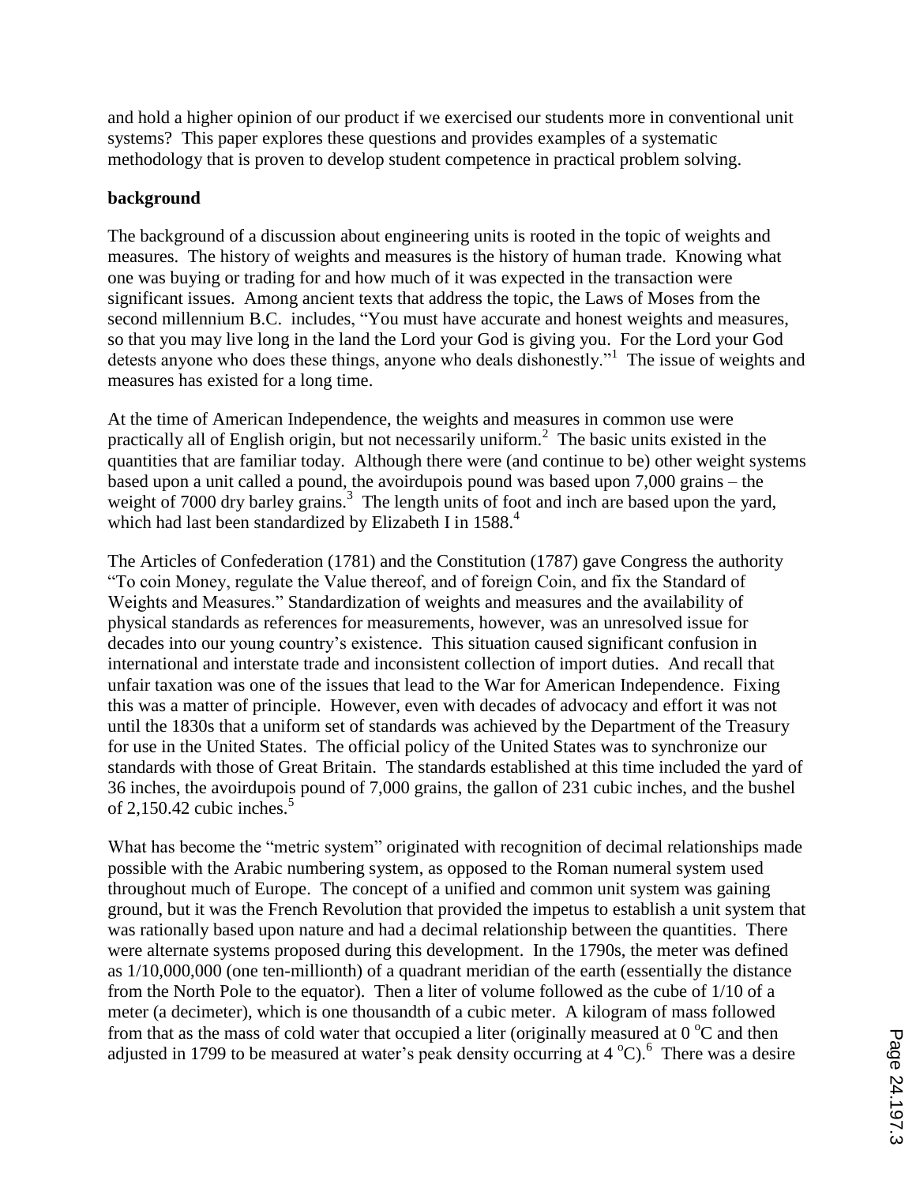and hold a higher opinion of our product if we exercised our students more in conventional unit systems? This paper explores these questions and provides examples of a systematic methodology that is proven to develop student competence in practical problem solving.

## background

The background of a discussion about engineering units is rooted in the topic of weights and measures. The history of weights and measures is the history of human trade. Knowing what one was buying or trading for and how much of it was expected in the transaction were significant issues. Among ancient texts that address the topic, the Laws of Moses from the second millennium B.C. includes, "You must have accurate and honest weights and measures, so that you may live long in the land the Lord your God is giving you. For the Lord your God detests anyone who does these things, anyone who deals dishonestly."[1] The issue of weights and measures has existed for a long time.

At the time of American Independence, the weights and measures in common use were practically all of English origin, but not necessarily uniform.[2] The basic units existed in the quantities that are familiar today. Although there were (and continue to be) other weight systems based upon a unit called a pound, the avoirdupois pound was based upon 7,000 grains – the weight of 7000 dry barley grains.[3] The length units of foot and inch are based upon the yard, which had last been standardized by Elizabeth I in 1588.[4]

The Articles of Confederation (1781) and the Constitution (1787) gave Congress the authority "To coin Money, regulate the Value thereof, and of foreign Coin, and fix the Standard of Weights and Measures." Standardization of weights and measures and the availability of physical standards as references for measurements, however, was an unresolved issue for decades into our young country's existence. This situation caused significant confusion in international and interstate trade and inconsistent collection of import duties. And recall that unfair taxation was one of the issues that lead to the War for American Independence. Fixing this was a matter of principle. However, even with decades of advocacy and effort it was not until the 1830s that a uniform set of standards was achieved by the Department of the Treasury for use in the United States. The official policy of the United States was to synchronize our standards with those of Great Britain. The standards established at this time included the yard of 36 inches, the avoirdupois pound of 7,000 grains, the gallon of 231 cubic inches, and the bushel of 2,150.42 cubic inches.[5]

What has become the "metric system" originated with recognition of decimal relationships made possible with the Arabic numbering system, as opposed to the Roman numeral system used throughout much of Europe. The concept of a unified and common unit system was gaining ground, but it was the French Revolution that provided the impetus to establish a unit system that was rationally based upon nature and had a decimal relationship between the quantities. There were alternate systems proposed during this development. In the 1790s, the meter was defined as 1/10,000,000 (one ten-millionth) of a quadrant meridian of the earth (essentially the distance from the North Pole to the equator). Then a liter of volume followed as the cube of 1/10 of a meter (a decimeter), which is one thousandth of a cubic meter. A kilogram of mass followed from that as the mass of cold water that occupied a liter (originally measured at 0 °C and then adjusted in 1799 to be measured at water's peak density occurring at 4 °C).[6] There was a desire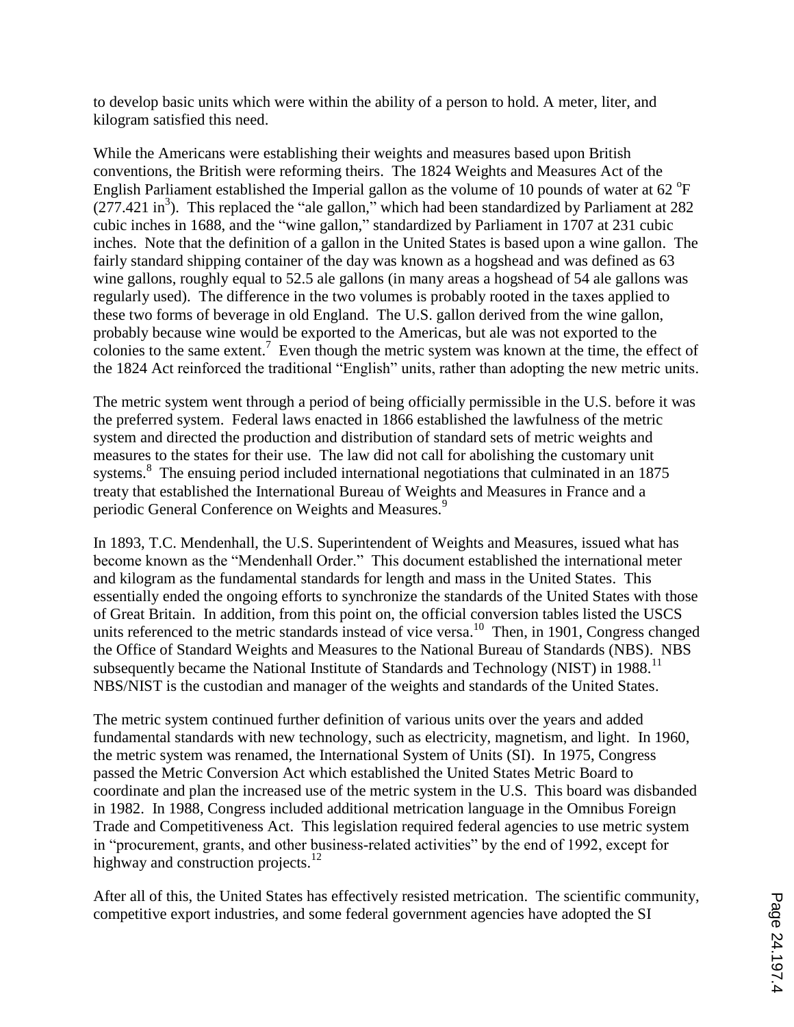to develop basic units which were within the ability of a person to hold. A meter, liter, and kilogram satisfied this need.

While the Americans were establishing their weights and measures based upon British conventions, the British were reforming theirs. The 1824 Weights and Measures Act of the English Parliament established the Imperial gallon as the volume of 10 pounds of water at 62 $^{o}$F (277.421 in$^{3}$). This replaced the "ale gallon," which had been standardized by Parliament at 282 cubic inches in 1688, and the "wine gallon," standardized by Parliament in 1707 at 231 cubic inches. Note that the definition of a gallon in the United States is based upon a wine gallon. The fairly standard shipping container of the day was known as a hogshead and was defined as 63 wine gallons, roughly equal to 52.5 ale gallons (in many areas a hogshead of 54 ale gallons was regularly used). The difference in the two volumes is probably rooted in the taxes applied to these two forms of beverage in old England. The U.S. gallon derived from the wine gallon, probably because wine would be exported to the Americas, but ale was not exported to the colonies to the same extent.[7] Even though the metric system was known at the time, the effect of the 1824 Act reinforced the traditional "English" units, rather than adopting the new metric units.

The metric system went through a period of being officially permissible in the U.S. before it was the preferred system. Federal laws enacted in 1866 established the lawfulness of the metric system and directed the production and distribution of standard sets of metric weights and measures to the states for their use. The law did not call for abolishing the customary unit systems.[8] The ensuing period included international negotiations that culminated in an 1875 treaty that established the International Bureau of Weights and Measures in France and a periodic General Conference on Weights and Measures.[9]

In 1893, T.C. Mendenhall, the U.S. Superintendent of Weights and Measures, issued what has become known as the "Mendenhall Order." This document established the international meter and kilogram as the fundamental standards for length and mass in the United States. This essentially ended the ongoing efforts to synchronize the standards of the United States with those of Great Britain. In addition, from this point on, the official conversion tables listed the USCS units referenced to the metric standards instead of vice versa.[10] Then, in 1901, Congress changed the Office of Standard Weights and Measures to the National Bureau of Standards (NBS). NBS subsequently became the National Institute of Standards and Technology (NIST) in 1988.[11] NBS/NIST is the custodian and manager of the weights and standards of the United States.

The metric system continued further definition of various units over the years and added fundamental standards with new technology, such as electricity, magnetism, and light. In 1960, the metric system was renamed, the International System of Units (SI). In 1975, Congress passed the Metric Conversion Act which established the United States Metric Board to coordinate and plan the increased use of the metric system in the U.S. This board was disbanded in 1982. In 1988, Congress included additional metrication language in the Omnibus Foreign Trade and Competitiveness Act. This legislation required federal agencies to use metric system in "procurement, grants, and other business-related activities" by the end of 1992, except for highway and construction projects.[12]

After all of this, the United States has effectively resisted metrication. The scientific community, competitive export industries, and some federal government agencies have adopted the SI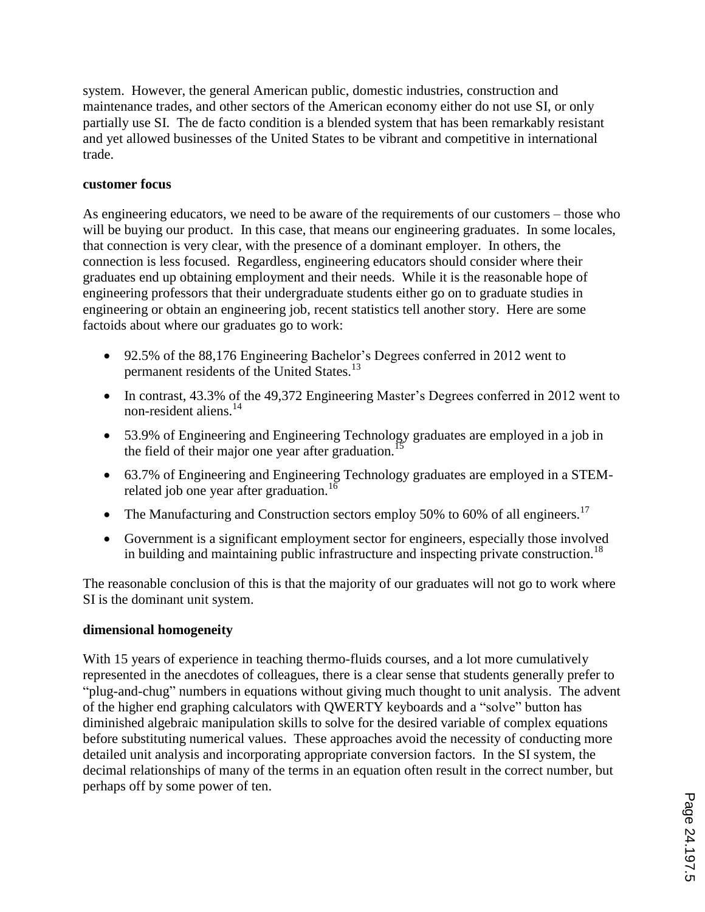system. However, the general American public, domestic industries, construction and maintenance trades, and other sectors of the American economy either do not use SI, or only partially use SI. The de facto condition is a blended system that has been remarkably resistant and yet allowed businesses of the United States to be vibrant and competitive in international trade.

**customer focus**

As engineering educators, we need to be aware of the requirements of our customers – those who will be buying our product. In this case, that means our engineering graduates. In some locales, that connection is very clear, with the presence of a dominant employer. In others, the connection is less focused. Regardless, engineering educators should consider where their graduates end up obtaining employment and their needs. While it is the reasonable hope of engineering professors that their undergraduate students either go on to graduate studies in engineering or obtain an engineering job, recent statistics tell another story. Here are some factoids about where our graduates go to work:

- 92.5% of the 88,176 Engineering Bachelor's Degrees conferred in 2012 went to permanent residents of the United States.[13]
- In contrast, 43.3% of the 49,372 Engineering Master's Degrees conferred in 2012 went to non-resident aliens.[14]
- 53.9% of Engineering and Engineering Technology graduates are employed in a job in the field of their major one year after graduation.[15]
- 63.7% of Engineering and Engineering Technology graduates are employed in a STEM-related job one year after graduation.[16]
- The Manufacturing and Construction sectors employ 50% to 60% of all engineers.[17]
- Government is a significant employment sector for engineers, especially those involved in building and maintaining public infrastructure and inspecting private construction.[18]

The reasonable conclusion of this is that the majority of our graduates will not go to work where SI is the dominant unit system.

**dimensional homogeneity**

With 15 years of experience in teaching thermo-fluids courses, and a lot more cumulatively represented in the anecdotes of colleagues, there is a clear sense that students generally prefer to "plug-and-chug" numbers in equations without giving much thought to unit analysis. The advent of the higher end graphing calculators with QWERTY keyboards and a "solve" button has diminished algebraic manipulation skills to solve for the desired variable of complex equations before substituting numerical values. These approaches avoid the necessity of conducting more detailed unit analysis and incorporating appropriate conversion factors. In the SI system, the decimal relationships of many of the terms in an equation often result in the correct number, but perhaps off by some power of ten.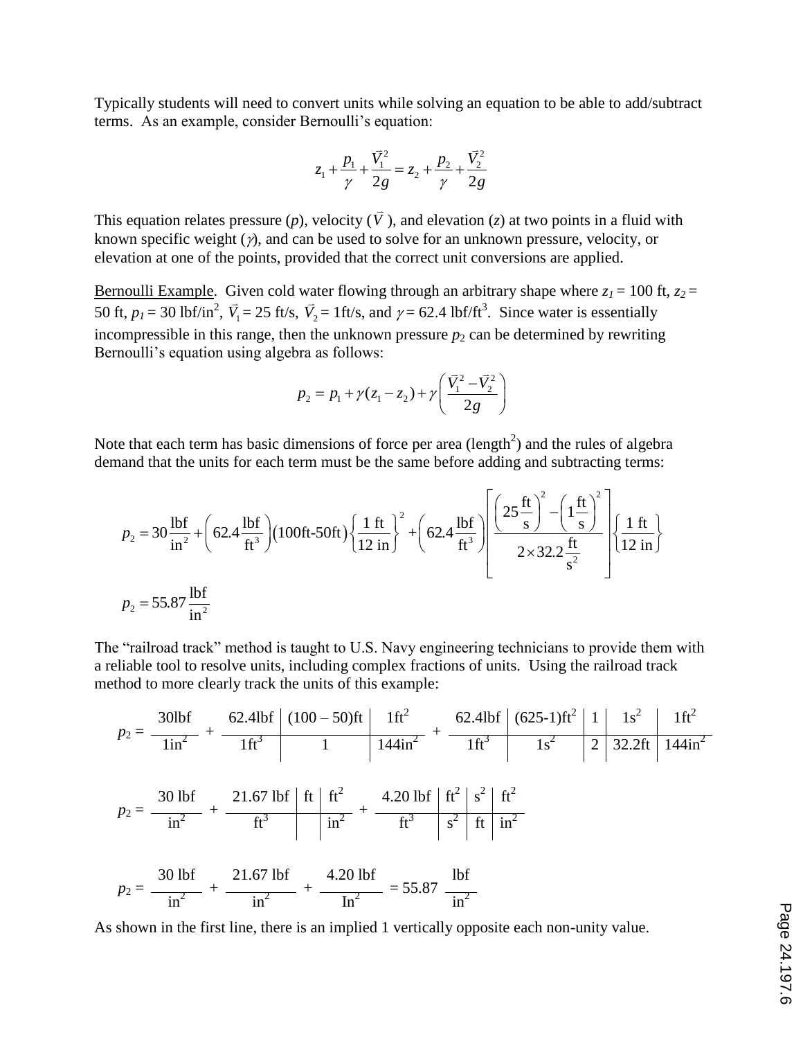Typically students will need to convert units while solving an equation to be able to add/subtract terms. As an example, consider Bernoulli's equation:

$$z_1 + \frac{p_1}{\gamma} + \frac{\vec{V}_1^2}{2g} = z_2 + \frac{p_2}{\gamma} + \frac{\vec{V}_2^2}{2g}$$

This equation relates pressure ($p$), velocity ($\vec{V}$), and elevation ($z$) at two points in a fluid with known specific weight ($\gamma$), and can be used to solve for an unknown pressure, velocity, or elevation at one of the points, provided that the correct unit conversions are applied.

<u>Bernoulli Example</u>. Given cold water flowing through an arbitrary shape where $z_1$ = 100 ft, $z_2$ = 50 ft, $p_1$ = 30 lbf/in$^2$, $\vec{V}_1$ = 25 ft/s, $\vec{V}_2$ = 1ft/s, and $\gamma$ = 62.4 lbf/ft$^3$. Since water is essentially incompressible in this range, then the unknown pressure $p_2$ can be determined by rewriting Bernoulli's equation using algebra as follows:

$$p_2 = p_1 + \gamma(z_1 - z_2) + \gamma\left(\frac{\vec{V}_1^2 - \vec{V}_2^2}{2g}\right)$$

Note that each term has basic dimensions of force per area (length$^2$) and the rules of algebra demand that the units for each term must be the same before adding and subtracting terms:

$$p_2 = 30\frac{\text{lbf}}{\text{in}^2} + \left(62.4\frac{\text{lbf}}{\text{ft}^3}\right)(100\text{ft-}50\text{ft})\left\{\frac{1\text{ ft}}{12\text{ in}}\right\}^2 + \left(62.4\frac{\text{lbf}}{\text{ft}^3}\right)\left[\frac{\left(25\frac{\text{ft}}{\text{s}}\right)^2 - \left(1\frac{\text{ft}}{\text{s}}\right)^2}{2\times 32.2\frac{\text{ft}}{\text{s}^2}}\right]\left\{\frac{1\text{ ft}}{12\text{ in}}\right\}$$

$$p_2 = 55.87\frac{\text{lbf}}{\text{in}^2}$$

The "railroad track" method is taught to U.S. Navy engineering technicians to provide them with a reliable tool to resolve units, including complex fractions of units. Using the railroad track method to more clearly track the units of this example:

$$p_2 = \frac{30\text{lbf}}{1\text{in}^2} + \frac{62.4\text{lbf}}{1\text{ft}^3}\left|\frac{(100-50)\text{ft}}{1}\right|\frac{1\text{ft}^2}{144\text{in}^2} + \frac{62.4\text{lbf}}{1\text{ft}^3}\left|\frac{(625\text{-}1)\text{ft}^2}{1\text{s}^2}\right|\frac{1}{2}\left|\frac{1\text{s}^2}{32.2\text{ft}}\right|\frac{1\text{ft}^2}{144\text{in}^2}$$

$$p_2 = \frac{30\text{ lbf}}{\text{in}^2} + \frac{21.67\text{ lbf}}{\text{ft}^3}\left|\frac{\text{ft}}{}\right|\frac{\text{ft}^2}{\text{in}^2} + \frac{4.20\text{ lbf}}{\text{ft}^3}\left|\frac{\text{ft}^2}{\text{s}^2}\right|\frac{\text{s}^2}{\text{ft}}\left|\frac{\text{ft}^2}{\text{in}^2}\right.$$

$$p_2 = \frac{30\text{ lbf}}{\text{in}^2} + \frac{21.67\text{ lbf}}{\text{in}^2} + \frac{4.20\text{ lbf}}{\text{In}^2} = 55.87\ \frac{\text{lbf}}{\text{in}^2}$$

As shown in the first line, there is an implied 1 vertically opposite each non-unity value.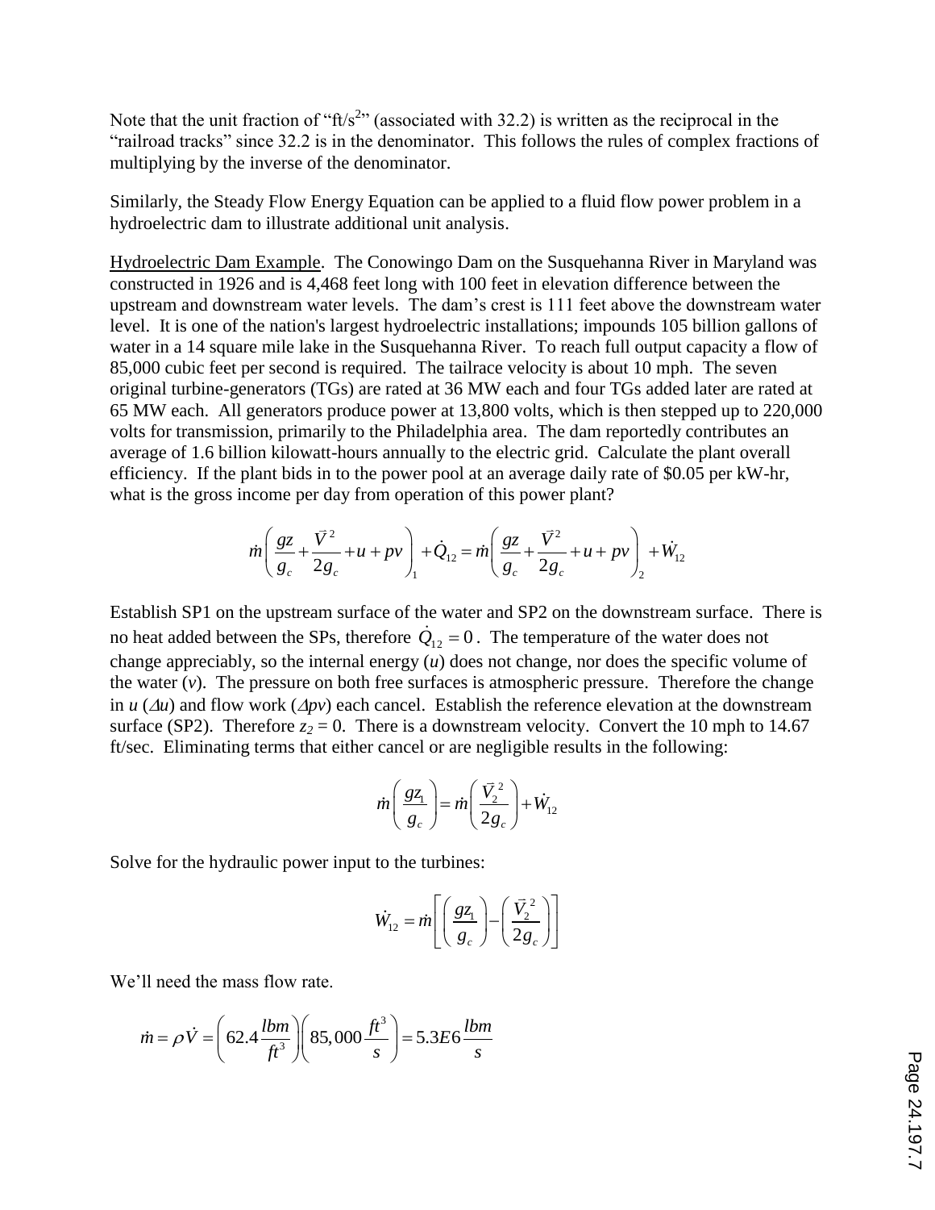Note that the unit fraction of "ft/s²" (associated with 32.2) is written as the reciprocal in the "railroad tracks" since 32.2 is in the denominator. This follows the rules of complex fractions of multiplying by the inverse of the denominator.

Similarly, the Steady Flow Energy Equation can be applied to a fluid flow power problem in a hydroelectric dam to illustrate additional unit analysis.

Hydroelectric Dam Example. The Conowingo Dam on the Susquehanna River in Maryland was constructed in 1926 and is 4,468 feet long with 100 feet in elevation difference between the upstream and downstream water levels. The dam's crest is 111 feet above the downstream water level. It is one of the nation's largest hydroelectric installations; impounds 105 billion gallons of water in a 14 square mile lake in the Susquehanna River. To reach full output capacity a flow of 85,000 cubic feet per second is required. The tailrace velocity is about 10 mph. The seven original turbine-generators (TGs) are rated at 36 MW each and four TGs added later are rated at 65 MW each. All generators produce power at 13,800 volts, which is then stepped up to 220,000 volts for transmission, primarily to the Philadelphia area. The dam reportedly contributes an average of 1.6 billion kilowatt-hours annually to the electric grid. Calculate the plant overall efficiency. If the plant bids in to the power pool at an average daily rate of \$0.05 per kW-hr, what is the gross income per day from operation of this power plant?

$$\dot{m}\left(\frac{gz}{g_c}+\frac{\vec{V}^2}{2g_c}+u+pv\right)_1+\dot{Q}_{12}=\dot{m}\left(\frac{gz}{g_c}+\frac{\vec{V}^2}{2g_c}+u+pv\right)_2+\dot{W}_{12}$$

Establish SP1 on the upstream surface of the water and SP2 on the downstream surface. There is no heat added between the SPs, therefore $\dot{Q}_{12}=0$. The temperature of the water does not change appreciably, so the internal energy ($u$) does not change, nor does the specific volume of the water ($v$). The pressure on both free surfaces is atmospheric pressure. Therefore the change in $u$ ($\Delta u$) and flow work ($\Delta pv$) each cancel. Establish the reference elevation at the downstream surface (SP2). Therefore $z_2 = 0$. There is a downstream velocity. Convert the 10 mph to 14.67 ft/sec. Eliminating terms that either cancel or are negligible results in the following:

$$\dot{m}\left(\frac{gz_1}{g_c}\right)=\dot{m}\left(\frac{\vec{V}_2^{\,2}}{2g_c}\right)+\dot{W}_{12}$$

Solve for the hydraulic power input to the turbines:

$$\dot{W}_{12}=\dot{m}\left[\left(\frac{gz_1}{g_c}\right)-\left(\frac{\vec{V}_2^{\,2}}{2g_c}\right)\right]$$

We'll need the mass flow rate.

$$\dot{m}=\rho\dot{V}=\left(62.4\frac{lbm}{ft^3}\right)\left(85,000\frac{ft^3}{s}\right)=5.3E6\frac{lbm}{s}$$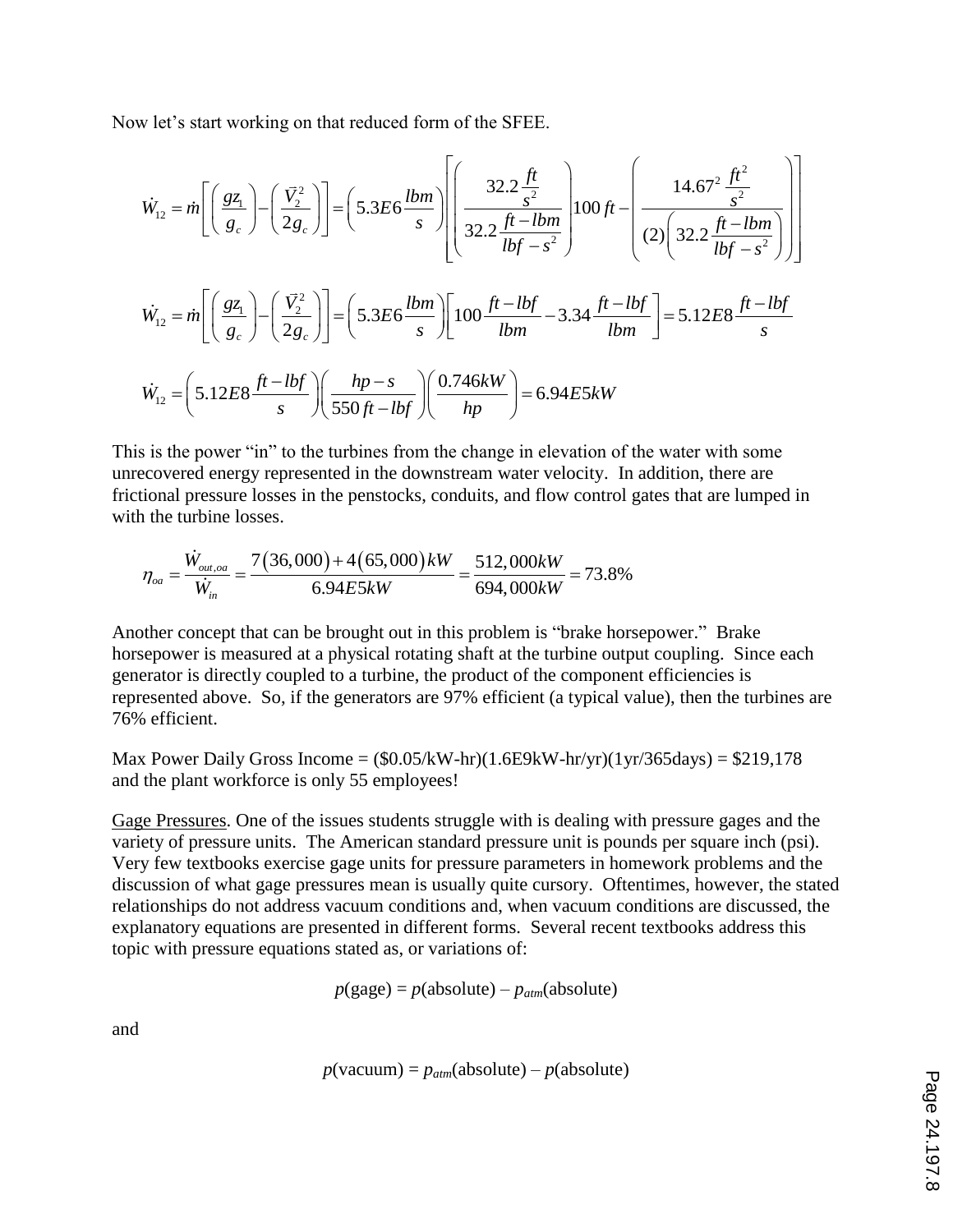Now let's start working on that reduced form of the SFEE.

$$\dot{W}_{12} = \dot{m}\left[\left(\frac{gz_1}{g_c}\right) - \left(\frac{\vec{V}_2^2}{2g_c}\right)\right] = \left(5.3E6\frac{lbm}{s}\right)\left[\left(\frac{32.2\frac{ft}{s^2}}{32.2\frac{ft-lbm}{lbf-s^2}}\right)100\,ft - \left(\frac{14.67^2\frac{ft^2}{s^2}}{(2)\left(32.2\frac{ft-lbm}{lbf-s^2}\right)}\right)\right]$$

$$\dot{W}_{12} = \dot{m}\left[\left(\frac{gz_1}{g_c}\right) - \left(\frac{\vec{V}_2^2}{2g_c}\right)\right] = \left(5.3E6\frac{lbm}{s}\right)\left[100\frac{ft-lbf}{lbm} - 3.34\frac{ft-lbf}{lbm}\right] = 5.12E8\frac{ft-lbf}{s}$$

$$\dot{W}_{12} = \left(5.12E8\frac{ft-lbf}{s}\right)\left(\frac{hp-s}{550\,ft-lbf}\right)\left(\frac{0.746kW}{hp}\right) = 6.94E5kW$$

This is the power "in" to the turbines from the change in elevation of the water with some unrecovered energy represented in the downstream water velocity. In addition, there are frictional pressure losses in the penstocks, conduits, and flow control gates that are lumped in with the turbine losses.

$$\eta_{oa} = \frac{\dot{W}_{out,oa}}{\dot{W}_{in}} = \frac{7(36,000)+4(65,000)kW}{6.94E5kW} = \frac{512,000kW}{694,000kW} = 73.8\%$$

Another concept that can be brought out in this problem is "brake horsepower." Brake horsepower is measured at a physical rotating shaft at the turbine output coupling. Since each generator is directly coupled to a turbine, the product of the component efficiencies is represented above. So, if the generators are 97% efficient (a typical value), then the turbines are 76% efficient.

Max Power Daily Gross Income = ($0.05/kW-hr)(1.6E9kW-hr/yr)(1yr/365days) = $219,178 and the plant workforce is only 55 employees!

<u>Gage Pressures</u>. One of the issues students struggle with is dealing with pressure gages and the variety of pressure units. The American standard pressure unit is pounds per square inch (psi). Very few textbooks exercise gage units for pressure parameters in homework problems and the discussion of what gage pressures mean is usually quite cursory. Oftentimes, however, the stated relationships do not address vacuum conditions and, when vacuum conditions are discussed, the explanatory equations are presented in different forms. Several recent textbooks address this topic with pressure equations stated as, or variations of:

$$p(\text{gage}) = p(\text{absolute}) - p_{atm}(\text{absolute})$$

and

$$p(\text{vacuum}) = p_{atm}(\text{absolute}) - p(\text{absolute})$$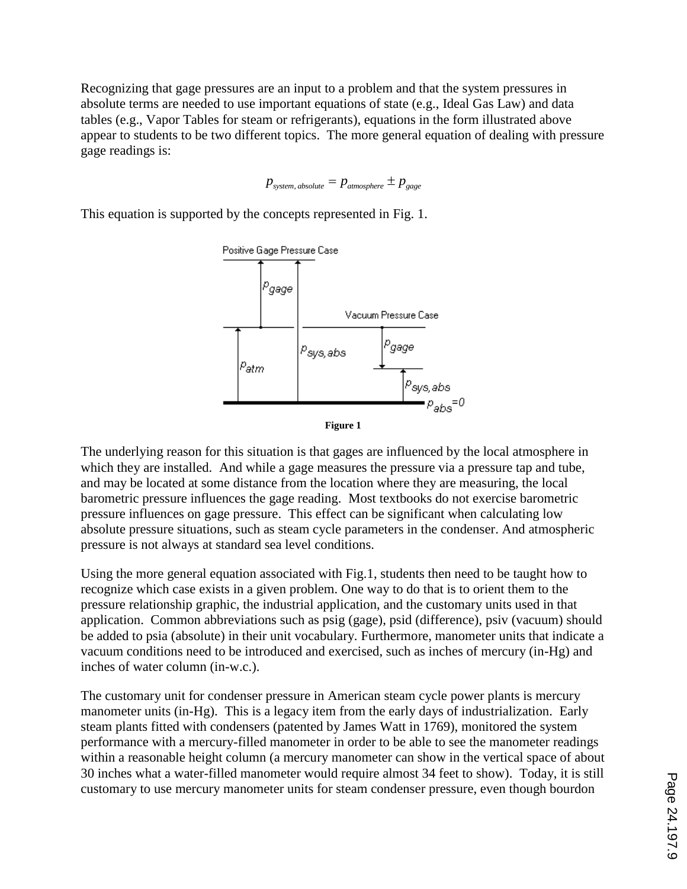Recognizing that gage pressures are an input to a problem and that the system pressures in absolute terms are needed to use important equations of state (e.g., Ideal Gas Law) and data tables (e.g., Vapor Tables for steam or refrigerants), equations in the form illustrated above appear to students to be two different topics. The more general equation of dealing with pressure gage readings is:

$$p_{system,\,absolute} = p_{atmosphere} \pm p_{gage}$$

This equation is supported by the concepts represented in Fig. 1.

**Figure 1**

The underlying reason for this situation is that gages are influenced by the local atmosphere in which they are installed. And while a gage measures the pressure via a pressure tap and tube, and may be located at some distance from the location where they are measuring, the local barometric pressure influences the gage reading. Most textbooks do not exercise barometric pressure influences on gage pressure. This effect can be significant when calculating low absolute pressure situations, such as steam cycle parameters in the condenser. And atmospheric pressure is not always at standard sea level conditions.

Using the more general equation associated with Fig.1, students then need to be taught how to recognize which case exists in a given problem. One way to do that is to orient them to the pressure relationship graphic, the industrial application, and the customary units used in that application. Common abbreviations such as psig (gage), psid (difference), psiv (vacuum) should be added to psia (absolute) in their unit vocabulary. Furthermore, manometer units that indicate a vacuum conditions need to be introduced and exercised, such as inches of mercury (in-Hg) and inches of water column (in-w.c.).

The customary unit for condenser pressure in American steam cycle power plants is mercury manometer units (in-Hg). This is a legacy item from the early days of industrialization. Early steam plants fitted with condensers (patented by James Watt in 1769), monitored the system performance with a mercury-filled manometer in order to be able to see the manometer readings within a reasonable height column (a mercury manometer can show in the vertical space of about 30 inches what a water-filled manometer would require almost 34 feet to show). Today, it is still customary to use mercury manometer units for steam condenser pressure, even though bourdon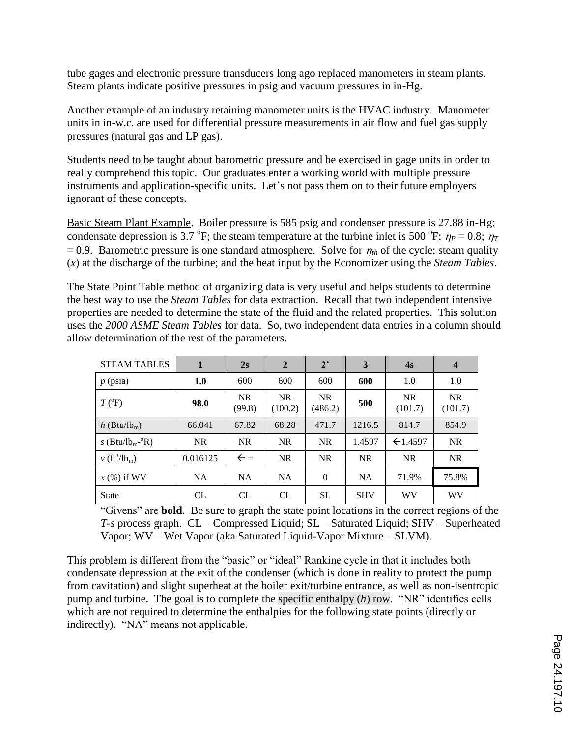tube gages and electronic pressure transducers long ago replaced manometers in steam plants. Steam plants indicate positive pressures in psig and vacuum pressures in in-Hg.

Another example of an industry retaining manometer units is the HVAC industry. Manometer units in in-w.c. are used for differential pressure measurements in air flow and fuel gas supply pressures (natural gas and LP gas).

Students need to be taught about barometric pressure and be exercised in gage units in order to really comprehend this topic. Our graduates enter a working world with multiple pressure instruments and application-specific units. Let's not pass them on to their future employers ignorant of these concepts.

Basic Steam Plant Example. Boiler pressure is 585 psig and condenser pressure is 27.88 in-Hg; condensate depression is 3.7 $^{o}$F; the steam temperature at the turbine inlet is 500 $^{o}$F; $\eta_P = 0.8$; $\eta_T = 0.9$. Barometric pressure is one standard atmosphere. Solve for $\eta_{th}$ of the cycle; steam quality ($x$) at the discharge of the turbine; and the heat input by the Economizer using the *Steam Tables*.

The State Point Table method of organizing data is very useful and helps students to determine the best way to use the *Steam Tables* for data extraction. Recall that two independent intensive properties are needed to determine the state of the fluid and the related properties. This solution uses the *2000 ASME Steam Tables* for data. So, two independent data entries in a column should allow determination of the rest of the parameters.

| STEAM TABLES | **1** | **2s** | **2** | **2'** | **3** | **4s** | **4** |
|---|---|---|---|---|---|---|---|
| $p$ (psia) | **1.0** | 600 | 600 | 600 | **600** | 1.0 | 1.0 |
| $T$ ($^{o}$F) | **98.0** | NR (99.8) | NR (100.2) | NR (486.2) | **500** | NR (101.7) | NR (101.7) |
| $h$ (Btu/lb$_m$) | 66.041 | 67.82 | 68.28 | 471.7 | 1216.5 | 814.7 | 854.9 |
| $s$ (Btu/lb$_m$-$^{o}$R) | NR | NR | NR | NR | 1.4597 | ←1.4597 | NR |
| $v$ (ft$^3$/lb$_m$) | 0.016125 | ← = | NR | NR | NR | NR | NR |
| $x$ (%) if WV | NA | NA | NA | 0 | NA | 71.9% | 75.8% |
| State | CL | CL | CL | SL | SHV | WV | WV |

"Givens" are **bold**. Be sure to graph the state point locations in the correct regions of the *T-s* process graph. CL – Compressed Liquid; SL – Saturated Liquid; SHV – Superheated Vapor; WV – Wet Vapor (aka Saturated Liquid-Vapor Mixture – SLVM).

This problem is different from the "basic" or "ideal" Rankine cycle in that it includes both condensate depression at the exit of the condenser (which is done in reality to protect the pump from cavitation) and slight superheat at the boiler exit/turbine entrance, as well as non-isentropic pump and turbine. The goal is to complete the specific enthalpy ($h$) row. "NR" identifies cells which are not required to determine the enthalpies for the following state points (directly or indirectly). "NA" means not applicable.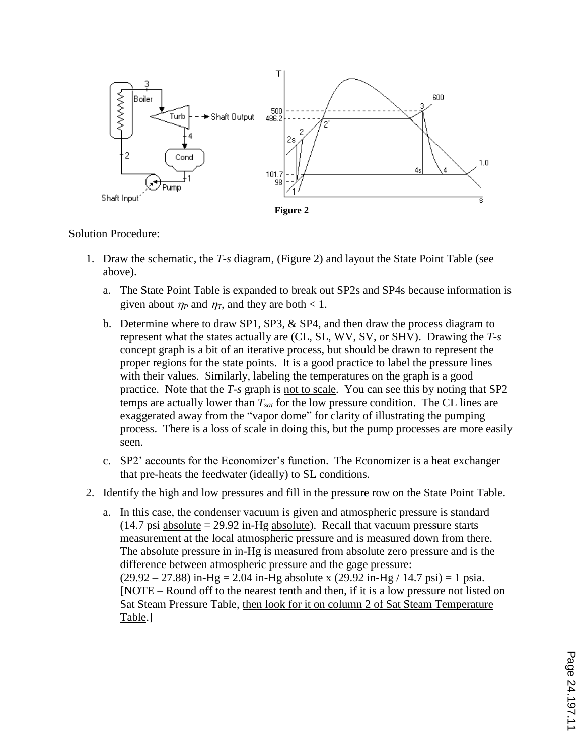**Figure 2**

Solution Procedure:

1. Draw the schematic, the *T-s* diagram, (Figure 2) and layout the State Point Table (see above).
   a. The State Point Table is expanded to break out SP2s and SP4s because information is given about $\eta_P$ and $\eta_T$, and they are both < 1.
   b. Determine where to draw SP1, SP3, & SP4, and then draw the process diagram to represent what the states actually are (CL, SL, WV, SV, or SHV). Drawing the *T-s* concept graph is a bit of an iterative process, but should be drawn to represent the proper regions for the state points. It is a good practice to label the pressure lines with their values. Similarly, labeling the temperatures on the graph is a good practice. Note that the *T-s* graph is not to scale. You can see this by noting that SP2 temps are actually lower than $T_{sat}$ for the low pressure condition. The CL lines are exaggerated away from the "vapor dome" for clarity of illustrating the pumping process. There is a loss of scale in doing this, but the pump processes are more easily seen.
   c. SP2' accounts for the Economizer's function. The Economizer is a heat exchanger that pre-heats the feedwater (ideally) to SL conditions.
2. Identify the high and low pressures and fill in the pressure row on the State Point Table.
   a. In this case, the condenser vacuum is given and atmospheric pressure is standard (14.7 psi absolute = 29.92 in-Hg absolute). Recall that vacuum pressure starts measurement at the local atmospheric pressure and is measured down from there. The absolute pressure in in-Hg is measured from absolute zero pressure and is the difference between atmospheric pressure and the gage pressure: (29.92 – 27.88) in-Hg = 2.04 in-Hg absolute x (29.92 in-Hg / 14.7 psi) = 1 psia. [NOTE – Round off to the nearest tenth and then, if it is a low pressure not listed on Sat Steam Pressure Table, then look for it on column 2 of Sat Steam Temperature Table.]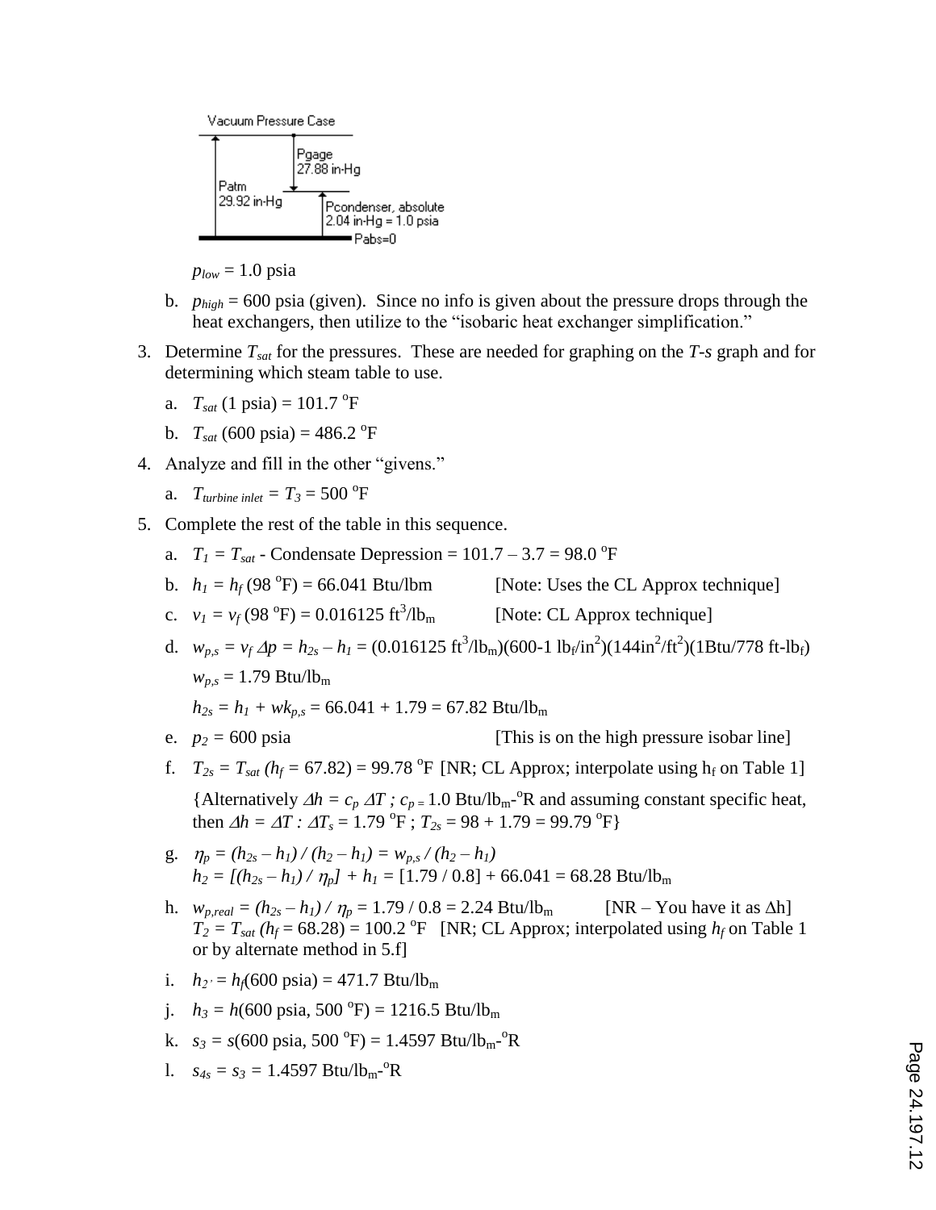Vacuum Pressure Case

Pgage 27.88 in-Hg

Patm 29.92 in-Hg

Pcondenser, absolute 2.04 in-Hg = 1.0 psia

Pabs=0

$p_{low}$ = 1.0 psia

b. $p_{high}$ = 600 psia (given). Since no info is given about the pressure drops through the heat exchangers, then utilize to the "isobaric heat exchanger simplification."

3. Determine $T_{sat}$ for the pressures. These are needed for graphing on the *T-s* graph and for determining which steam table to use.

   a. $T_{sat}$ (1 psia) = 101.7 $^oF$

   b. $T_{sat}$ (600 psia) = 486.2 $^oF$

4. Analyze and fill in the other "givens."

   a. $T_{turbine\ inlet} = T_3$ = 500 $^oF$

5. Complete the rest of the table in this sequence.

   a. $T_1 = T_{sat}$ - Condensate Depression = 101.7 – 3.7 = 98.0 $^oF$

   b. $h_1 = h_f$ (98 $^oF$) = 66.041 Btu/lbm [Note: Uses the CL Approx technique]

   c. $v_1 = v_f$ (98 $^oF$) = 0.016125 $ft^3/lb_m$ [Note: CL Approx technique]

   d. $w_{p,s} = v_f \Delta p = h_{2s} - h_1$ = (0.016125 $ft^3/lb_m$)(600-1 $lb_f/in^2$)(144$in^2/ft^2$)(1Btu/778 ft-$lb_f$)

      $w_{p,s}$ = 1.79 Btu/$lb_m$

      $h_{2s} = h_1 + wk_{p,s}$ = 66.041 + 1.79 = 67.82 Btu/$lb_m$

   e. $p_2$ = 600 psia [This is on the high pressure isobar line]

   f. $T_{2s} = T_{sat}$ ($h_f$ = 67.82) = 99.78 $^oF$ [NR; CL Approx; interpolate using $h_f$ on Table 1]

      {Alternatively $\Delta h = c_p \Delta T$ ; $c_p$ = 1.0 Btu/$lb_m$-$^oR$ and assuming constant specific heat, then $\Delta h = \Delta T$ : $\Delta T_s$ = 1.79 $^oF$ ; $T_{2s}$ = 98 + 1.79 = 99.79 $^oF$}

   g. $\eta_p = (h_{2s} - h_1) / (h_2 - h_1) = w_{p,s} / (h_2 - h_1)$

      $h_2 = [(h_{2s} - h_1) / \eta_p] + h_1$ = [1.79 / 0.8] + 66.041 = 68.28 Btu/$lb_m$

   h. $w_{p,real} = (h_{2s} - h_1) / \eta_p$ = 1.79 / 0.8 = 2.24 Btu/$lb_m$ [NR – You have it as $\Delta$h]

      $T_2 = T_{sat}$ ($h_f$ = 68.28) = 100.2 $^oF$ [NR; CL Approx; interpolated using $h_f$ on Table 1 or by alternate method in 5.f]

   i. $h_{2'} = h_f$(600 psia) = 471.7 Btu/$lb_m$

   j. $h_3 = h$(600 psia, 500 $^oF$) = 1216.5 Btu/$lb_m$

   k. $s_3 = s$(600 psia, 500 $^oF$) = 1.4597 Btu/$lb_m$-$^oR$

   l. $s_{4s} = s_3$ = 1.4597 Btu/$lb_m$-$^oR$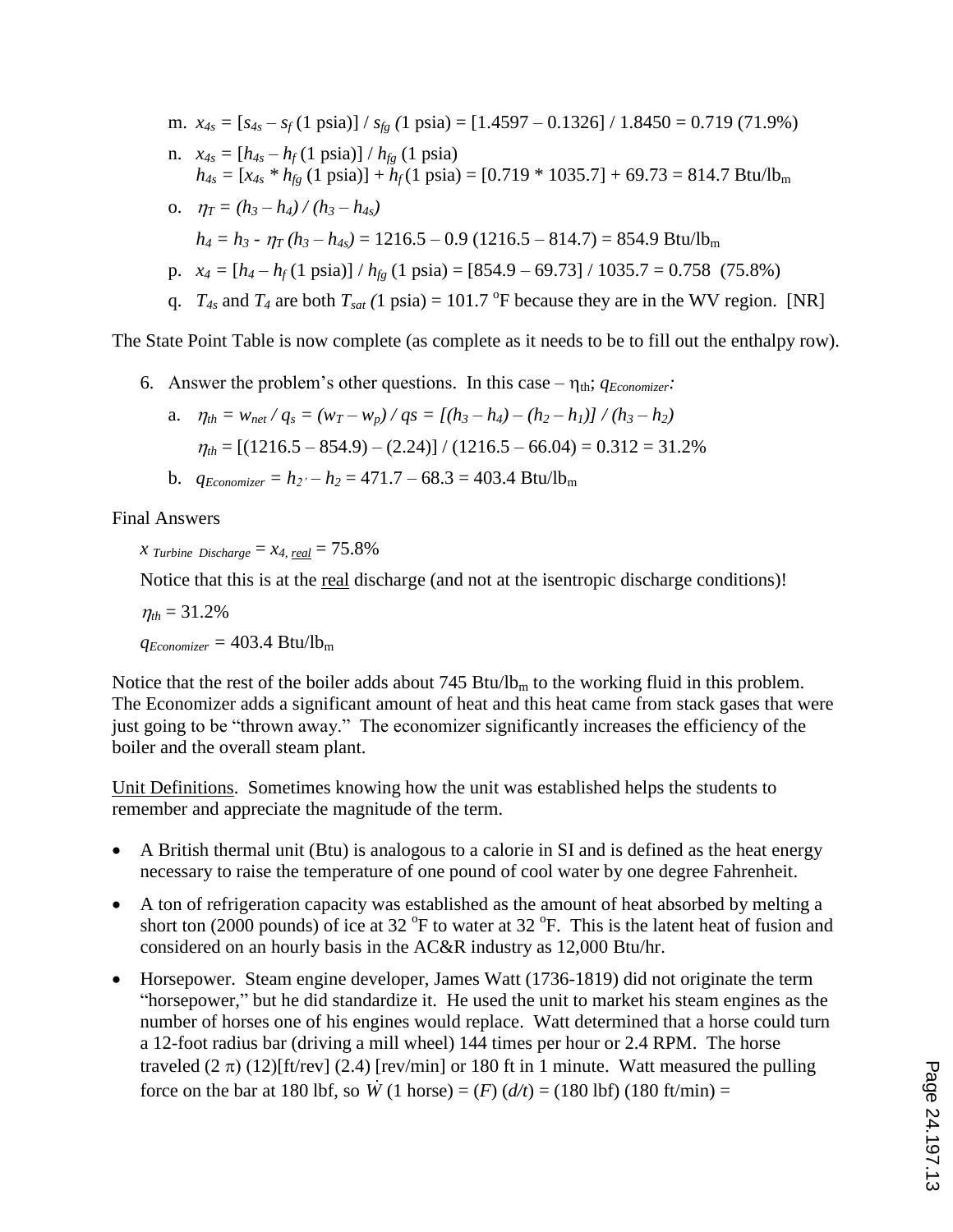m. $x_{4s} = [s_{4s} - s_f\,(1 \text{ psia})] / s_{fg}\,(1 \text{ psia}) = [1.4597 - 0.1326] / 1.8450 = 0.719$ (71.9%)

n. $x_{4s} = [h_{4s} - h_f\,(1 \text{ psia})] / h_{fg}\,(1 \text{ psia})$
   $h_{4s} = [x_{4s} * h_{fg}\,(1 \text{ psia})] + h_f\,(1 \text{ psia}) = [0.719 * 1035.7] + 69.73 = 814.7 \text{ Btu/lb}_m$

o. $\eta_T = (h_3 - h_4) / (h_3 - h_{4s})$

   $h_4 = h_3 - \eta_T\,(h_3 - h_{4s}) = 1216.5 - 0.9\,(1216.5 - 814.7) = 854.9 \text{ Btu/lb}_m$

p. $x_4 = [h_4 - h_f\,(1 \text{ psia})] / h_{fg}\,(1 \text{ psia}) = [854.9 - 69.73] / 1035.7 = 0.758$ (75.8%)

q. $T_{4s}$ and $T_4$ are both $T_{sat}\,(1 \text{ psia}) = 101.7\,^{o}\text{F}$ because they are in the WV region. [NR]

The State Point Table is now complete (as complete as it needs to be to fill out the enthalpy row).

6. Answer the problem's other questions. In this case – $\eta_{th}$; $q_{Economizer}$:

   a. $\eta_{th} = w_{net} / q_s = (w_T - w_p) / qs = [(h_3 - h_4) - (h_2 - h_1)] / (h_3 - h_2)$

      $\eta_{th} = [(1216.5 - 854.9) - (2.24)] / (1216.5 - 66.04) = 0.312 = 31.2\%$

   b. $q_{Economizer} = h_{2'} - h_2 = 471.7 - 68.3 = 403.4 \text{ Btu/lb}_m$

Final Answers

$x_{Turbine\ \ Discharge} = x_{4,\ \underline{real}} = 75.8\%$

Notice that this is at the <u>real</u> discharge (and not at the isentropic discharge conditions)!

$\eta_{th} = 31.2\%$

$q_{Economizer} = 403.4 \text{ Btu/lb}_m$

Notice that the rest of the boiler adds about 745 $\text{Btu/lb}_m$ to the working fluid in this problem. The Economizer adds a significant amount of heat and this heat came from stack gases that were just going to be "thrown away." The economizer significantly increases the efficiency of the boiler and the overall steam plant.

<u>Unit Definitions</u>. Sometimes knowing how the unit was established helps the students to remember and appreciate the magnitude of the term.

- A British thermal unit (Btu) is analogous to a calorie in SI and is defined as the heat energy necessary to raise the temperature of one pound of cool water by one degree Fahrenheit.
- A ton of refrigeration capacity was established as the amount of heat absorbed by melting a short ton (2000 pounds) of ice at 32 $^{o}$F to water at 32 $^{o}$F. This is the latent heat of fusion and considered on an hourly basis in the AC&R industry as 12,000 Btu/hr.
- Horsepower. Steam engine developer, James Watt (1736-1819) did not originate the term "horsepower," but he did standardize it. He used the unit to market his steam engines as the number of horses one of his engines would replace. Watt determined that a horse could turn a 12-foot radius bar (driving a mill wheel) 144 times per hour or 2.4 RPM. The horse traveled $(2\,\pi)\,(12)[\text{ft/rev}]\,(2.4)\,[\text{rev/min}]$ or 180 ft in 1 minute. Watt measured the pulling force on the bar at 180 lbf, so $\dot{W}\,(1 \text{ horse}) = (F)\,(d/t) = (180 \text{ lbf})\,(180 \text{ ft/min}) =$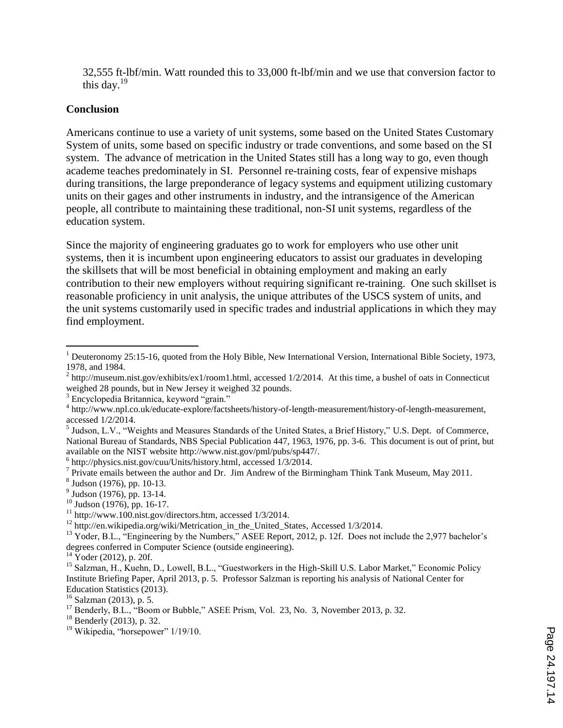32,555 ft-lbf/min. Watt rounded this to 33,000 ft-lbf/min and we use that conversion factor to this day.[19]

## Conclusion

Americans continue to use a variety of unit systems, some based on the United States Customary System of units, some based on specific industry or trade conventions, and some based on the SI system. The advance of metrication in the United States still has a long way to go, even though academe teaches predominately in SI. Personnel re-training costs, fear of expensive mishaps during transitions, the large preponderance of legacy systems and equipment utilizing customary units on their gages and other instruments in industry, and the intransigence of the American people, all contribute to maintaining these traditional, non-SI unit systems, regardless of the education system.

Since the majority of engineering graduates go to work for employers who use other unit systems, then it is incumbent upon engineering educators to assist our graduates in developing the skillsets that will be most beneficial in obtaining employment and making an early contribution to their new employers without requiring significant re-training. One such skillset is reasonable proficiency in unit analysis, the unique attributes of the USCS system of units, and the unit systems customarily used in specific trades and industrial applications in which they may find employment.

---

[1] Deuteronomy 25:15-16, quoted from the Holy Bible, New International Version, International Bible Society, 1973, 1978, and 1984.

[2] http://museum.nist.gov/exhibits/ex1/room1.html, accessed 1/2/2014. At this time, a bushel of oats in Connecticut weighed 28 pounds, but in New Jersey it weighed 32 pounds.

[3] Encyclopedia Britannica, keyword "grain."

[4] http://www.npl.co.uk/educate-explore/factsheets/history-of-length-measurement/history-of-length-measurement, accessed 1/2/2014.

[5] Judson, L.V., "Weights and Measures Standards of the United States, a Brief History," U.S. Dept. of Commerce, National Bureau of Standards, NBS Special Publication 447, 1963, 1976, pp. 3-6. This document is out of print, but available on the NIST website http://www.nist.gov/pml/pubs/sp447/.

[6] http://physics.nist.gov/cuu/Units/history.html, accessed 1/3/2014.

[7] Private emails between the author and Dr. Jim Andrew of the Birmingham Think Tank Museum, May 2011.

[8] Judson (1976), pp. 10-13.

[9] Judson (1976), pp. 13-14.

[10] Judson (1976), pp. 16-17.

[11] http://www.100.nist.gov/directors.htm, accessed 1/3/2014.

[12] http://en.wikipedia.org/wiki/Metrication_in_the_United_States, Accessed 1/3/2014.

[13] Yoder, B.L., "Engineering by the Numbers," ASEE Report, 2012, p. 12f. Does not include the 2,977 bachelor's degrees conferred in Computer Science (outside engineering).

[14] Yoder (2012), p. 20f.

[15] Salzman, H., Kuehn, D., Lowell, B.L., "Guestworkers in the High-Skill U.S. Labor Market," Economic Policy Institute Briefing Paper, April 2013, p. 5. Professor Salzman is reporting his analysis of National Center for Education Statistics (2013).

[16] Salzman (2013), p. 5.

[17] Benderly, B.L., "Boom or Bubble," ASEE Prism, Vol. 23, No. 3, November 2013, p. 32.

[18] Benderly (2013), p. 32.

[19] Wikipedia, "horsepower" 1/19/10.